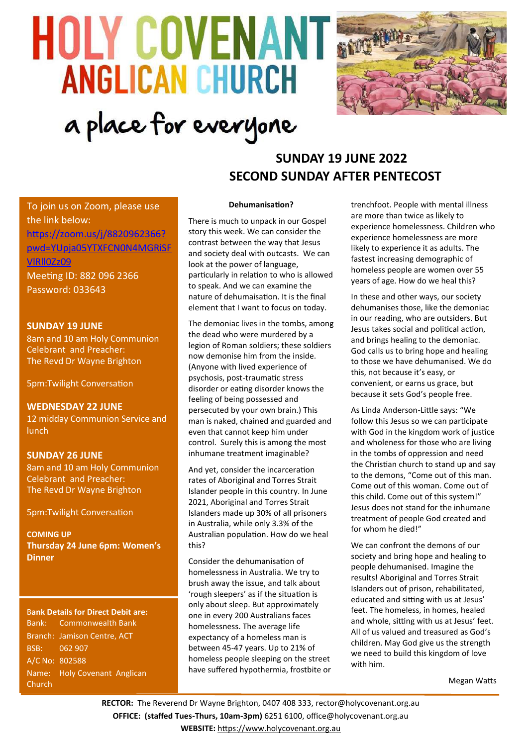# HOLY COVENANT ANGLICAN CHURCH

a place for everyone

## SUNDAY 19 JUNE 2022
## SECOND SUNDAY AFTER PENTECOST

To join us on Zoom, please use the link below:
https://zoom.us/j/8820962366?pwd=YUpja05YTXFCN0N4MGRiSFVIRlI0Zz09
Meeting ID: 882 096 2366
Password: 033643

**SUNDAY 19 JUNE**
8am and 10 am Holy Communion
Celebrant and Preacher:
The Revd Dr Wayne Brighton

5pm:Twilight Conversation

**WEDNESDAY 22 JUNE**
12 midday Communion Service and lunch

**SUNDAY 26 JUNE**
8am and 10 am Holy Communion
Celebrant and Preacher:
The Revd Dr Wayne Brighton

5pm:Twilight Conversation

**COMING UP**
**Thursday 24 June 6pm: Women's Dinner**

**Bank Details for Direct Debit are:**
Bank: Commonwealth Bank
Branch: Jamison Centre, ACT
BSB: 062 907
A/C No: 802588
Name: Holy Covenant Anglican Church

### Dehumanisation?

There is much to unpack in our Gospel story this week. We can consider the contrast between the way that Jesus and society deal with outcasts. We can look at the power of language, particularly in relation to who is allowed to speak. And we can examine the nature of dehumanisation. It is the final element that I want to focus on today.

The demoniac lives in the tombs, among the dead who were murdered by a legion of Roman soldiers; these soldiers now demonise him from the inside. (Anyone with lived experience of psychosis, post-traumatic stress disorder or eating disorder knows the feeling of being possessed and persecuted by your own brain.) This man is naked, chained and guarded and even that cannot keep him under control. Surely this is among the most inhumane treatment imaginable?

And yet, consider the incarceration rates of Aboriginal and Torres Strait Islander people in this country. In June 2021, Aboriginal and Torres Strait Islanders made up 30% of all prisoners in Australia, while only 3.3% of the Australian population. How do we heal this?

Consider the dehumanisation of homelessness in Australia. We try to brush away the issue, and talk about 'rough sleepers' as if the situation is only about sleep. But approximately one in every 200 Australians faces homelessness. The average life expectancy of a homeless man is between 45-47 years. Up to 21% of homeless people sleeping on the street have suffered hypothermia, frostbite or trenchfoot. People with mental illness are more than twice as likely to experience homelessness. Children who experience homelessness are more likely to experience it as adults. The fastest increasing demographic of homeless people are women over 55 years of age. How do we heal this?

In these and other ways, our society dehumanises those, like the demoniac in our reading, who are outsiders. But Jesus takes social and political action, and brings healing to the demoniac. God calls us to bring hope and healing to those we have dehumanised. We do this, not because it's easy, or convenient, or earns us grace, but because it sets God's people free.

As Linda Anderson-Little says: "We follow this Jesus so we can participate with God in the kingdom work of justice and wholeness for those who are living in the tombs of oppression and need the Christian church to stand up and say to the demons, "Come out of this man. Come out of this woman. Come out of this child. Come out of this system!" Jesus does not stand for the inhumane treatment of people God created and for whom he died!"

We can confront the demons of our society and bring hope and healing to people dehumanised. Imagine the results! Aboriginal and Torres Strait Islanders out of prison, rehabilitated, educated and sitting with us at Jesus' feet. The homeless, in homes, healed and whole, sitting with us at Jesus' feet. All of us valued and treasured as God's children. May God give us the strength we need to build this kingdom of love with him.

Megan Watts

**RECTOR:** The Reverend Dr Wayne Brighton, 0407 408 333, rector@holycovenant.org.au
**OFFICE: (staffed Tues-Thurs, 10am-3pm)** 6251 6100, office@holycovenant.org.au
**WEBSITE:** https://www.holycovenant.org.au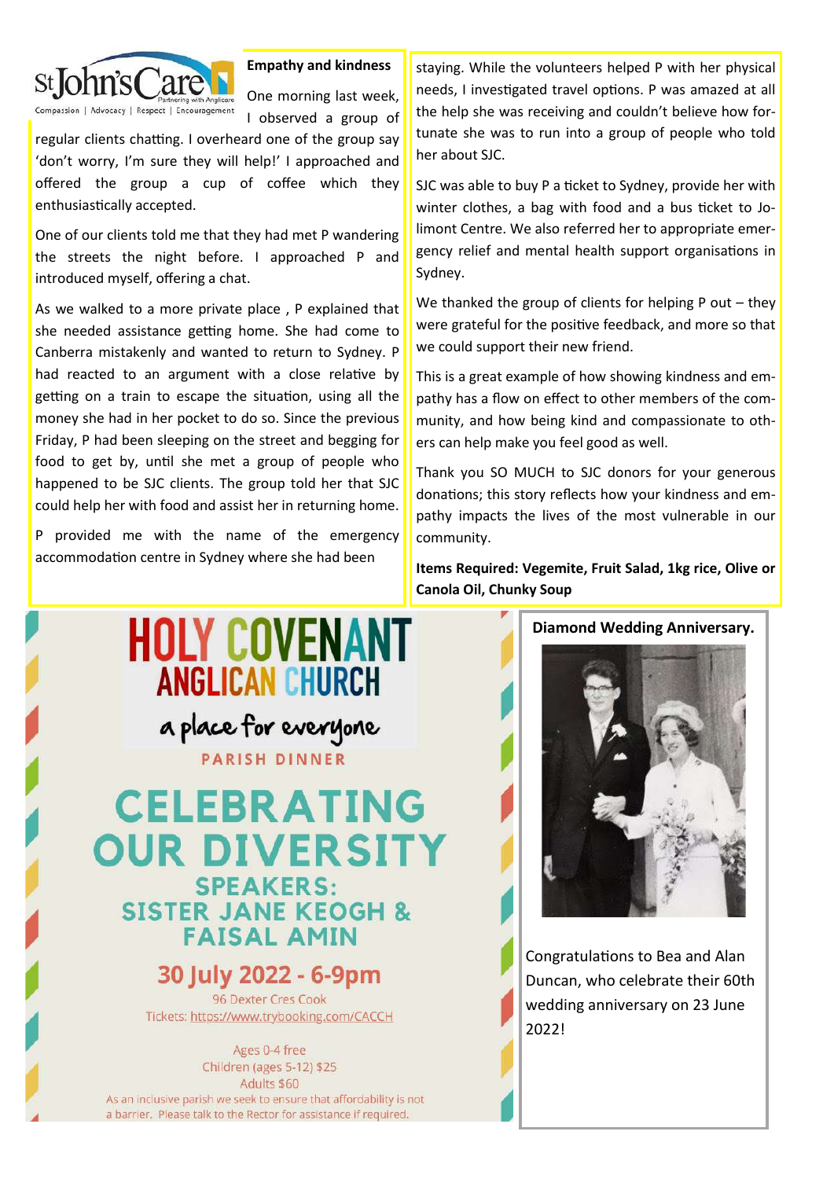St John's Care — Partnering with Anglicare — Compassion | Advocacy | Respect | Encouragement

### Empathy and kindness

One morning last week, I observed a group of regular clients chatting. I overheard one of the group say 'don't worry, I'm sure they will help!' I approached and offered the group a cup of coffee which they enthusiastically accepted.

One of our clients told me that they had met P wandering the streets the night before. I approached P and introduced myself, offering a chat.

As we walked to a more private place , P explained that she needed assistance getting home. She had come to Canberra mistakenly and wanted to return to Sydney. P had reacted to an argument with a close relative by getting on a train to escape the situation, using all the money she had in her pocket to do so. Since the previous Friday, P had been sleeping on the street and begging for food to get by, until she met a group of people who happened to be SJC clients. The group told her that SJC could help her with food and assist her in returning home.

P provided me with the name of the emergency accommodation centre in Sydney where she had been staying. While the volunteers helped P with her physical needs, I investigated travel options. P was amazed at all the help she was receiving and couldn't believe how fortunate she was to run into a group of people who told her about SJC.

SJC was able to buy P a ticket to Sydney, provide her with winter clothes, a bag with food and a bus ticket to Jolimont Centre. We also referred her to appropriate emergency relief and mental health support organisations in Sydney.

We thanked the group of clients for helping P out – they were grateful for the positive feedback, and more so that we could support their new friend.

This is a great example of how showing kindness and empathy has a flow on effect to other members of the community, and how being kind and compassionate to others can help make you feel good as well.

Thank you SO MUCH to SJC donors for your generous donations; this story reflects how your kindness and empathy impacts the lives of the most vulnerable in our community.

**Items Required: Vegemite, Fruit Salad, 1kg rice, Olive or Canola Oil, Chunky Soup**

# HOLY COVENANT ANGLICAN CHURCH

*a place for everyone*

PARISH DINNER

## CELEBRATING OUR DIVERSITY

### SPEAKERS: SISTER JANE KEOGH & FAISAL AMIN

### 30 July 2022 - 6-9pm

96 Dexter Cres Cook

Tickets: https://www.trybooking.com/CACCH

Ages 0-4 free
Children (ages 5-12) $25
Adults $60

As an inclusive parish we seek to ensure that affordability is not a barrier. Please talk to the Rector for assistance if required.

**Diamond Wedding Anniversary.**

Congratulations to Bea and Alan Duncan, who celebrate their 60th wedding anniversary on 23 June 2022!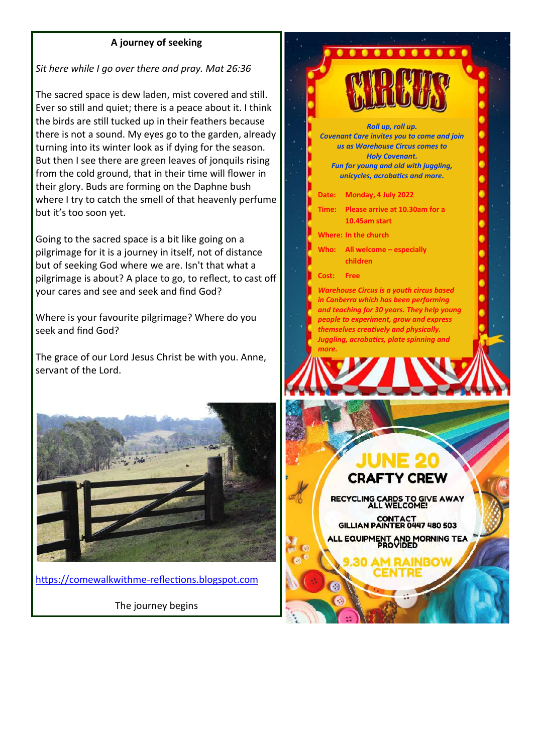## A journey of seeking

*Sit here while I go over there and pray. Mat 26:36*

The sacred space is dew laden, mist covered and still. Ever so still and quiet; there is a peace about it. I think the birds are still tucked up in their feathers because there is not a sound. My eyes go to the garden, already turning into its winter look as if dying for the season. But then I see there are green leaves of jonquils rising from the cold ground, that in their time will flower in their glory. Buds are forming on the Daphne bush where I try to catch the smell of that heavenly perfume but it's too soon yet.

Going to the sacred space is a bit like going on a pilgrimage for it is a journey in itself, not of distance but of seeking God where we are. Isn't that what a pilgrimage is about? A place to go, to reflect, to cast off your cares and see and seek and find God?

Where is your favourite pilgrimage? Where do you seek and find God?

The grace of our Lord Jesus Christ be with you. Anne, servant of the Lord.

https://comewalkwithme-reflections.blogspot.com

The journey begins

## CIRCUS

***Roll up, roll up.***
***Covenant Care invites you to come and join us as Warehouse Circus comes to Holy Covenant.***
***Fun for young and old with juggling, unicycles, acrobatics and more.***

**Date:** Monday, 4 July 2022

**Time:** Please arrive at 10.30am for a 10.45am start

**Where:** In the church

**Who:** All welcome – especially children

**Cost:** Free

***Warehouse Circus is a youth circus based in Canberra which has been performing and teaching for 30 years. They help young people to experiment, grow and express themselves creatively and physically. Juggling, acrobatics, plate spinning and more.***

## JUNE 20
## CRAFTY CREW

RECYCLING CARDS TO GIVE AWAY
ALL WELCOME!

CONTACT
GILLIAN PAINTER 0447 480 503

ALL EQUIPMENT AND MORNING TEA PROVIDED

9.30 AM RAINBOW CENTRE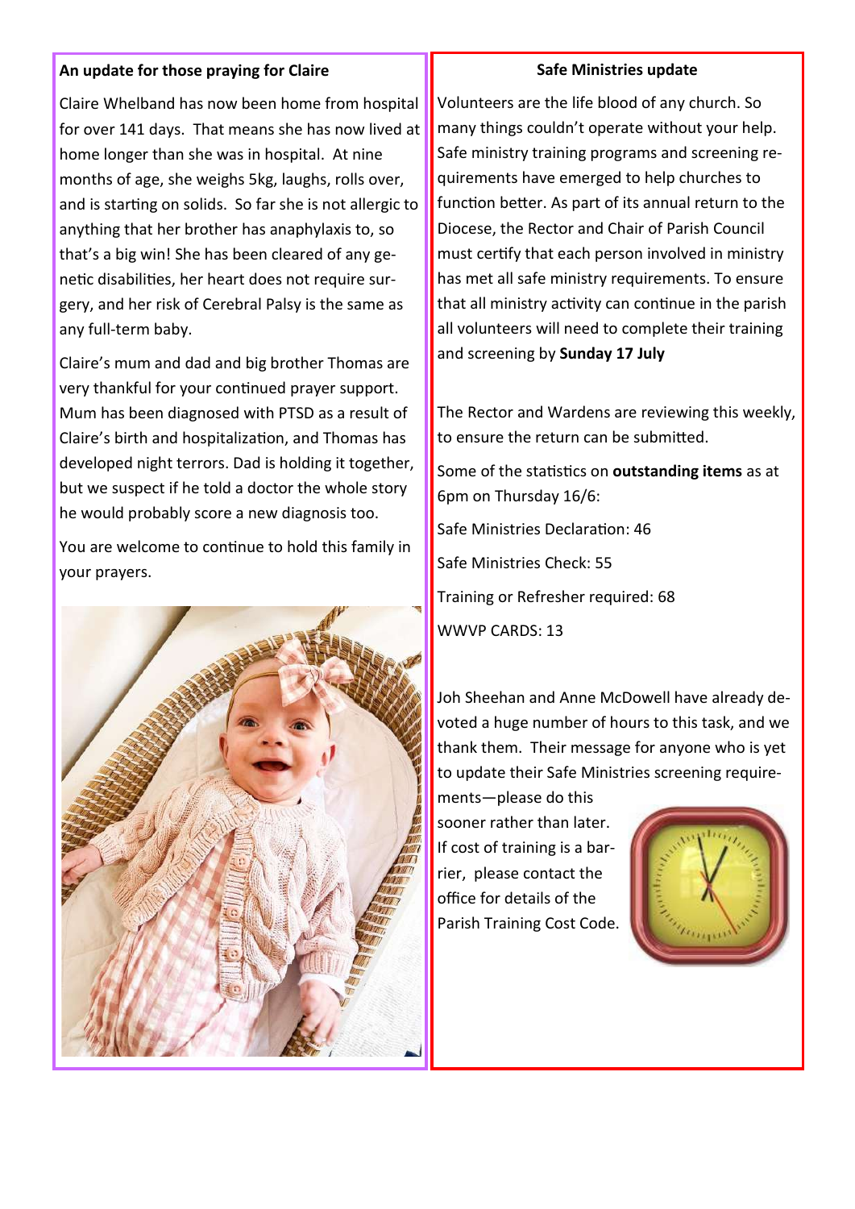## An update for those praying for Claire

Claire Whelband has now been home from hospital for over 141 days. That means she has now lived at home longer than she was in hospital. At nine months of age, she weighs 5kg, laughs, rolls over, and is starting on solids. So far she is not allergic to anything that her brother has anaphylaxis to, so that's a big win! She has been cleared of any genetic disabilities, her heart does not require surgery, and her risk of Cerebral Palsy is the same as any full-term baby.

Claire's mum and dad and big brother Thomas are very thankful for your continued prayer support. Mum has been diagnosed with PTSD as a result of Claire's birth and hospitalization, and Thomas has developed night terrors. Dad is holding it together, but we suspect if he told a doctor the whole story he would probably score a new diagnosis too.

You are welcome to continue to hold this family in your prayers.

## Safe Ministries update

Volunteers are the life blood of any church. So many things couldn't operate without your help. Safe ministry training programs and screening requirements have emerged to help churches to function better. As part of its annual return to the Diocese, the Rector and Chair of Parish Council must certify that each person involved in ministry has met all safe ministry requirements. To ensure that all ministry activity can continue in the parish all volunteers will need to complete their training and screening by **Sunday 17 July**

The Rector and Wardens are reviewing this weekly, to ensure the return can be submitted.

Some of the statistics on **outstanding items** as at 6pm on Thursday 16/6:

Safe Ministries Declaration: 46

Safe Ministries Check: 55

Training or Refresher required: 68

WWVP CARDS: 13

Joh Sheehan and Anne McDowell have already devoted a huge number of hours to this task, and we thank them. Their message for anyone who is yet to update their Safe Ministries screening requirements—please do this sooner rather than later. If cost of training is a barrier, please contact the office for details of the Parish Training Cost Code.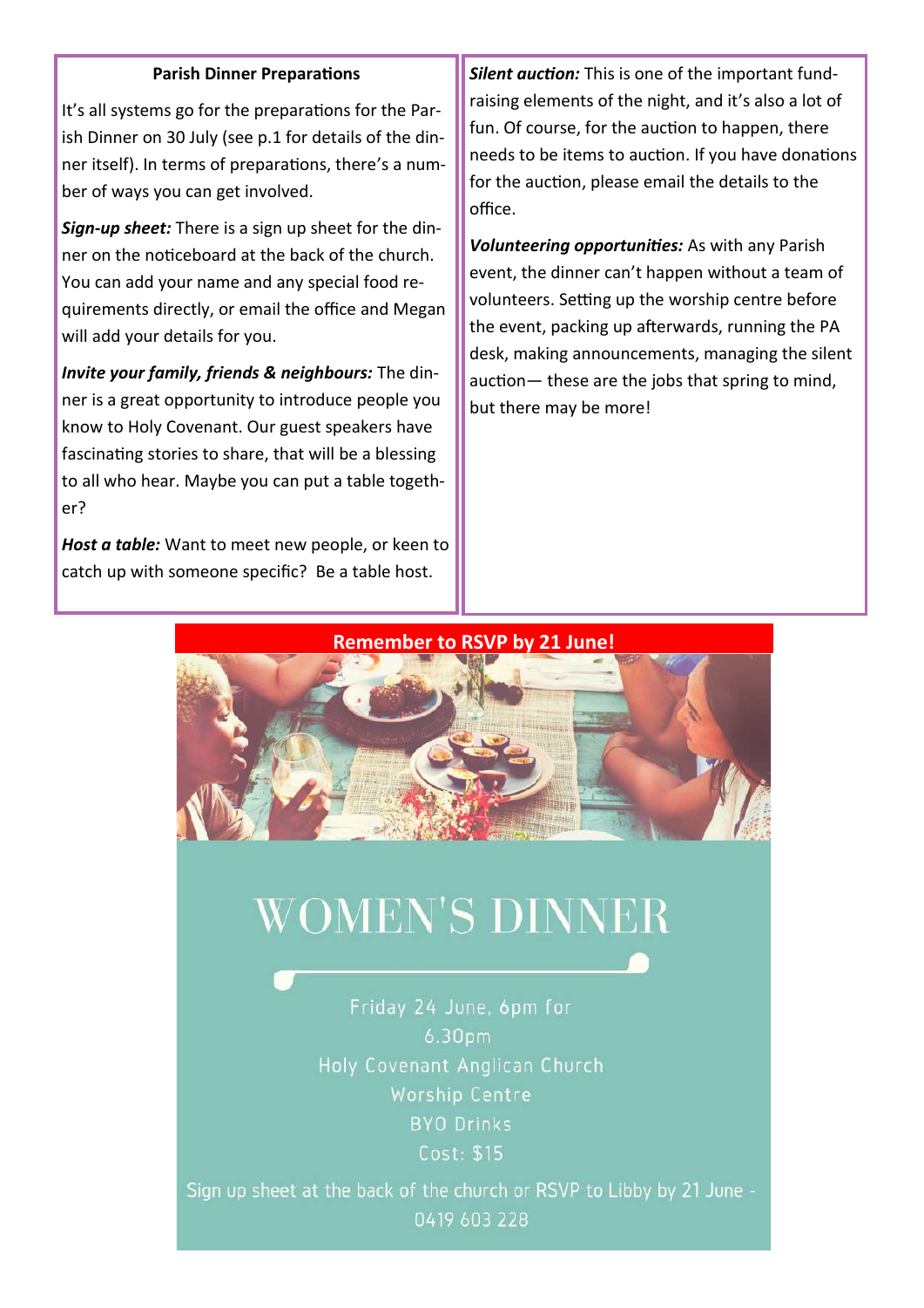## Parish Dinner Preparations

It's all systems go for the preparations for the Parish Dinner on 30 July (see p.1 for details of the dinner itself). In terms of preparations, there's a number of ways you can get involved.

***Sign-up sheet:*** There is a sign up sheet for the dinner on the noticeboard at the back of the church. You can add your name and any special food requirements directly, or email the office and Megan will add your details for you.

***Invite your family, friends & neighbours:*** The dinner is a great opportunity to introduce people you know to Holy Covenant. Our guest speakers have fascinating stories to share, that will be a blessing to all who hear. Maybe you can put a table together?

***Host a table:*** Want to meet new people, or keen to catch up with someone specific? Be a table host.

***Silent auction:*** This is one of the important fund-raising elements of the night, and it's also a lot of fun. Of course, for the auction to happen, there needs to be items to auction. If you have donations for the auction, please email the details to the office.

***Volunteering opportunities:*** As with any Parish event, the dinner can't happen without a team of volunteers. Setting up the worship centre before the event, packing up afterwards, running the PA desk, making announcements, managing the silent auction— these are the jobs that spring to mind, but there may be more!

**Remember to RSVP by 21 June!**

# WOMEN'S DINNER

Friday 24 June, 6pm for 6.30pm

Holy Covenant Anglican Church Worship Centre

BYO Drinks

Cost: $15

Sign up sheet at the back of the church or RSVP to Libby by 21 June - 0419 603 228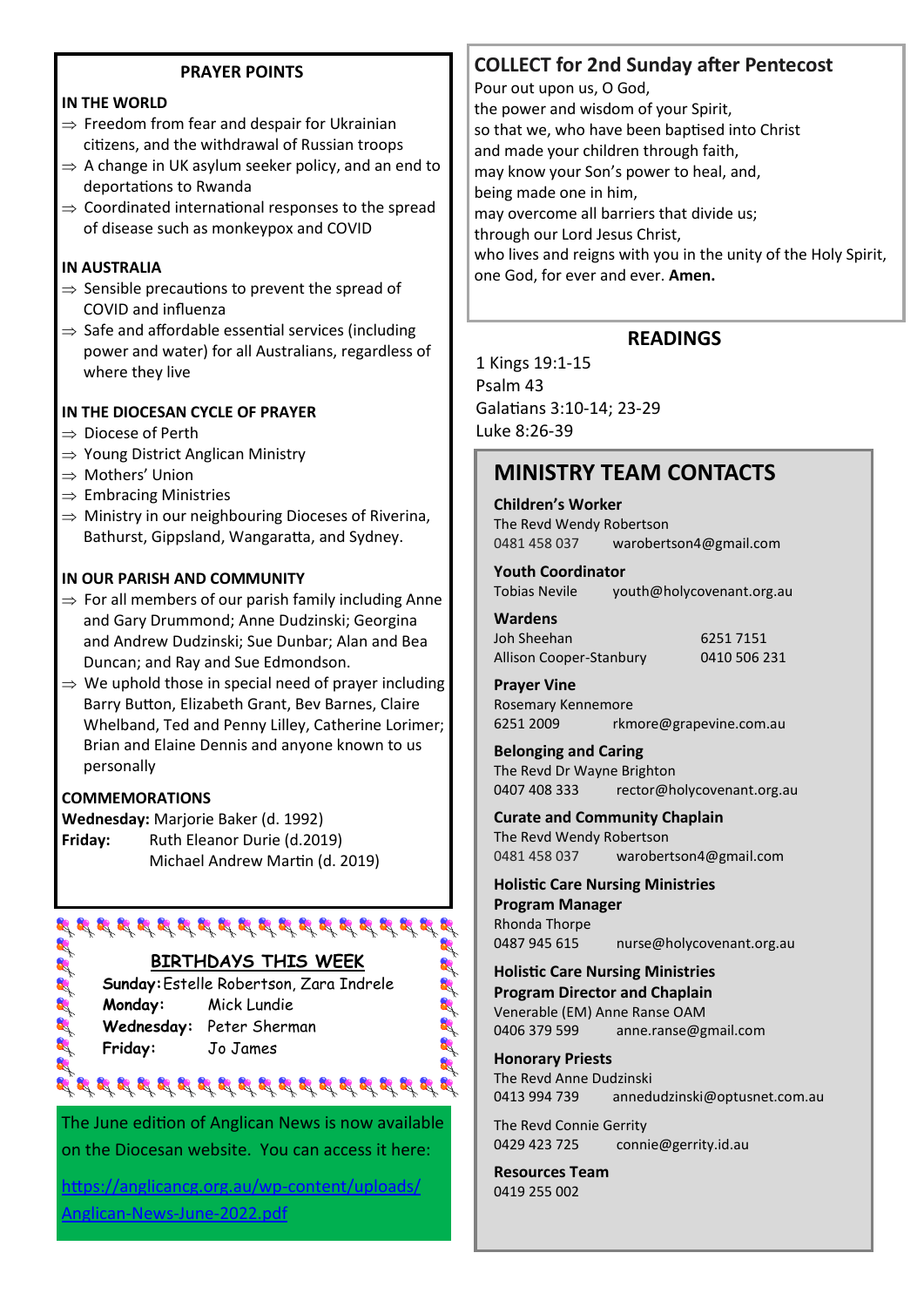## PRAYER POINTS

### IN THE WORLD

- ⇒ Freedom from fear and despair for Ukrainian citizens, and the withdrawal of Russian troops
- ⇒ A change in UK asylum seeker policy, and an end to deportations to Rwanda
- ⇒ Coordinated international responses to the spread of disease such as monkeypox and COVID

### IN AUSTRALIA

- ⇒ Sensible precautions to prevent the spread of COVID and influenza
- ⇒ Safe and affordable essential services (including power and water) for all Australians, regardless of where they live

### IN THE DIOCESAN CYCLE OF PRAYER

- ⇒ Diocese of Perth
- ⇒ Young District Anglican Ministry
- ⇒ Mothers' Union
- ⇒ Embracing Ministries
- ⇒ Ministry in our neighbouring Dioceses of Riverina, Bathurst, Gippsland, Wangaratta, and Sydney.

### IN OUR PARISH AND COMMUNITY

- ⇒ For all members of our parish family including Anne and Gary Drummond; Anne Dudzinski; Georgina and Andrew Dudzinski; Sue Dunbar; Alan and Bea Duncan; and Ray and Sue Edmondson.
- ⇒ We uphold those in special need of prayer including Barry Button, Elizabeth Grant, Bev Barnes, Claire Whelband, Ted and Penny Lilley, Catherine Lorimer; Brian and Elaine Dennis and anyone known to us personally

### COMMEMORATIONS

**Wednesday:** Marjorie Baker (d. 1992)
**Friday:** Ruth Eleanor Durie (d.2019)
Michael Andrew Martin (d. 2019)

## BIRTHDAYS THIS WEEK

**Sunday:** Estelle Robertson, Zara Indrele
**Monday:** Mick Lundie
**Wednesday:** Peter Sherman
**Friday:** Jo James

The June edition of Anglican News is now available on the Diocesan website. You can access it here:

https://anglicancg.org.au/wp-content/uploads/Anglican-News-June-2022.pdf

## COLLECT for 2nd Sunday after Pentecost

Pour out upon us, O God,
the power and wisdom of your Spirit,
so that we, who have been baptised into Christ
and made your children through faith,
may know your Son's power to heal, and,
being made one in him,
may overcome all barriers that divide us;
through our Lord Jesus Christ,
who lives and reigns with you in the unity of the Holy Spirit,
one God, for ever and ever. **Amen.**

## READINGS

1 Kings 19:1-15
Psalm 43
Galatians 3:10-14; 23-29
Luke 8:26-39

## MINISTRY TEAM CONTACTS

**Children's Worker**
The Revd Wendy Robertson
0481 458 037 warobertson4@gmail.com

**Youth Coordinator**
Tobias Nevile youth@holycovenant.org.au

**Wardens**
Joh Sheehan 6251 7151
Allison Cooper-Stanbury 0410 506 231

**Prayer Vine**
Rosemary Kennemore
6251 2009 rkmore@grapevine.com.au

**Belonging and Caring**
The Revd Dr Wayne Brighton
0407 408 333 rector@holycovenant.org.au

**Curate and Community Chaplain**
The Revd Wendy Robertson
0481 458 037 warobertson4@gmail.com

**Holistic Care Nursing Ministries Program Manager**
Rhonda Thorpe
0487 945 615 nurse@holycovenant.org.au

**Holistic Care Nursing Ministries Program Director and Chaplain**
Venerable (EM) Anne Ranse OAM
0406 379 599 anne.ranse@gmail.com

**Honorary Priests**
The Revd Anne Dudzinski
0413 994 739 annedudzinski@optusnet.com.au

The Revd Connie Gerrity
0429 423 725 connie@gerrity.id.au

**Resources Team**
0419 255 002